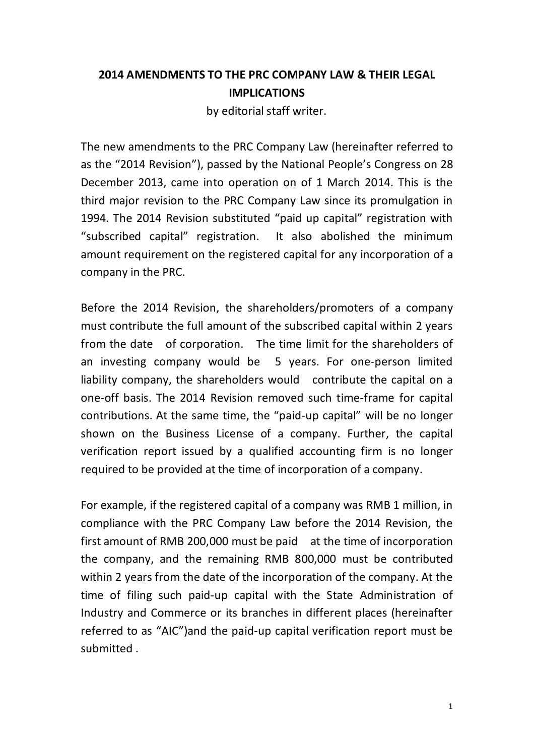# 2014 AMENDMENTS TO THE PRC COMPANY LAW & THEIR LEGAL IMPLICATIONS

by editorial staff writer.

The new amendments to the PRC Company Law (hereinafter referred to as the "2014 Revision"), passed by the National People's Congress on 28 December 2013, came into operation on of 1 March 2014. This is the third major revision to the PRC Company Law since its promulgation in 1994. The 2014 Revision substituted "paid up capital" registration with "subscribed capital" registration. It also abolished the minimum amount requirement on the registered capital for any incorporation of a company in the PRC.

Before the 2014 Revision, the shareholders/promoters of a company must contribute the full amount of the subscribed capital within 2 years from the date of corporation. The time limit for the shareholders of an investing company would be 5 years. For one-person limited liability company, the shareholders would contribute the capital on a one-off basis. The 2014 Revision removed such time-frame for capital contributions. At the same time, the "paid-up capital" will be no longer shown on the Business License of a company. Further, the capital verification report issued by a qualified accounting firm is no longer required to be provided at the time of incorporation of a company.

For example, if the registered capital of a company was RMB 1 million, in compliance with the PRC Company Law before the 2014 Revision, the first amount of RMB 200,000 must be paid at the time of incorporation the company, and the remaining RMB 800,000 must be contributed within 2 years from the date of the incorporation of the company. At the time of filing such paid-up capital with the State Administration of Industry and Commerce or its branches in different places (hereinafter referred to as "AIC")and the paid-up capital verification report must be submitted .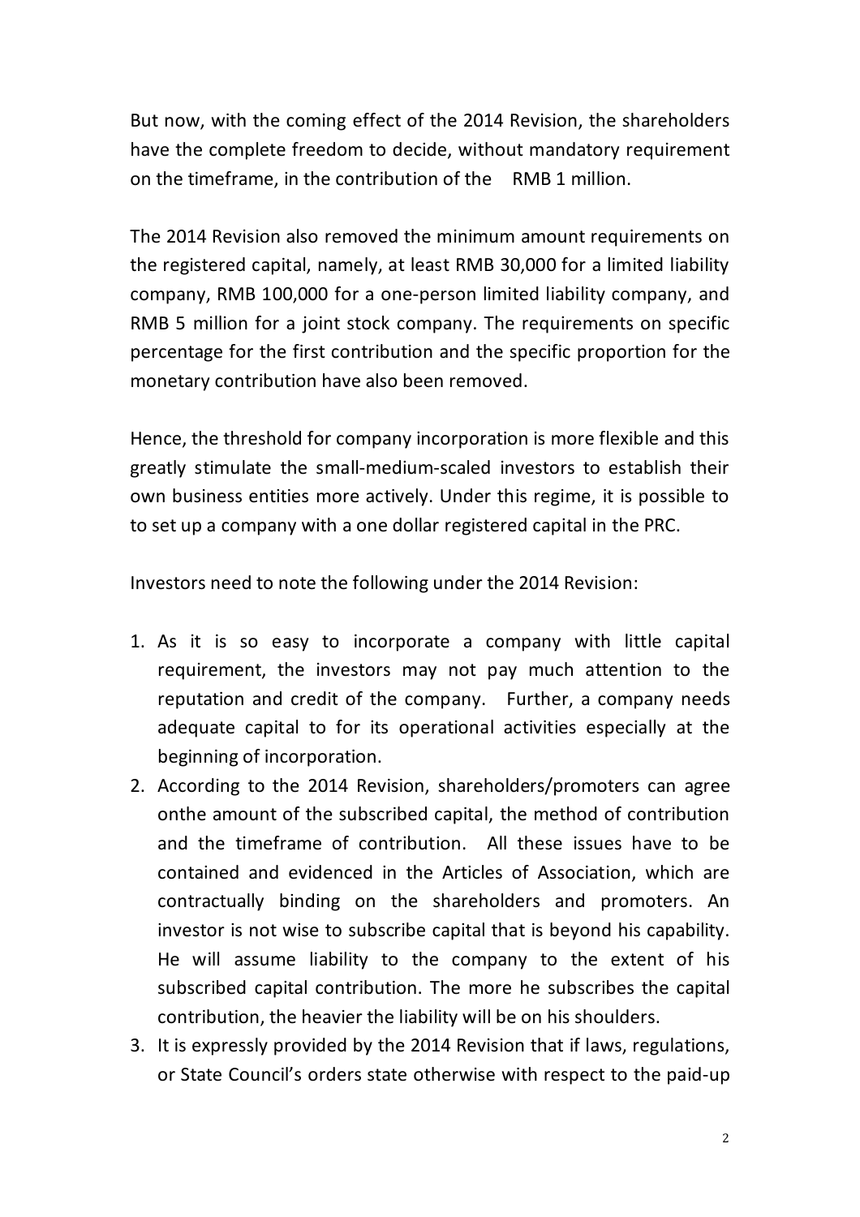But now, with the coming effect of the 2014 Revision, the shareholders have the complete freedom to decide, without mandatory requirement on the timeframe, in the contribution of the RMB 1 million.

The 2014 Revision also removed the minimum amount requirements on the registered capital, namely, at least RMB 30,000 for a limited liability company, RMB 100,000 for a one-person limited liability company, and RMB 5 million for a joint stock company. The requirements on specific percentage for the first contribution and the specific proportion for the monetary contribution have also been removed.

Hence, the threshold for company incorporation is more flexible and this greatly stimulate the small-medium-scaled investors to establish their own business entities more actively. Under this regime, it is possible to to set up a company with a one dollar registered capital in the PRC.

Investors need to note the following under the 2014 Revision:

1. As it is so easy to incorporate a company with little capital requirement, the investors may not pay much attention to the reputation and credit of the company. Further, a company needs adequate capital to for its operational activities especially at the beginning of incorporation.
2. According to the 2014 Revision, shareholders/promoters can agree onthe amount of the subscribed capital, the method of contribution and the timeframe of contribution. All these issues have to be contained and evidenced in the Articles of Association, which are contractually binding on the shareholders and promoters. An investor is not wise to subscribe capital that is beyond his capability. He will assume liability to the company to the extent of his subscribed capital contribution. The more he subscribes the capital contribution, the heavier the liability will be on his shoulders.
3. It is expressly provided by the 2014 Revision that if laws, regulations, or State Council's orders state otherwise with respect to the paid-up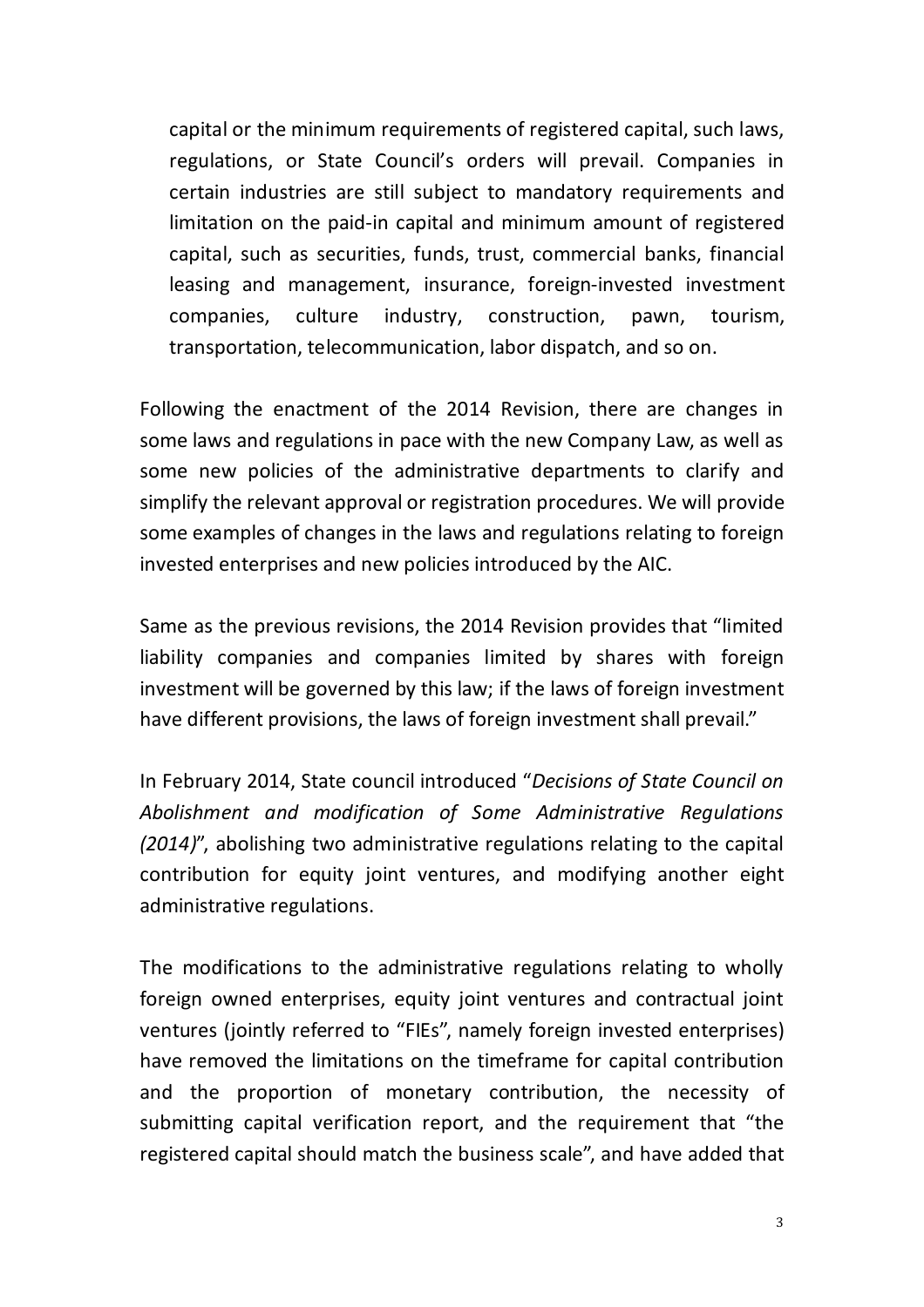capital or the minimum requirements of registered capital, such laws, regulations, or State Council's orders will prevail. Companies in certain industries are still subject to mandatory requirements and limitation on the paid-in capital and minimum amount of registered capital, such as securities, funds, trust, commercial banks, financial leasing and management, insurance, foreign-invested investment companies, culture industry, construction, pawn, tourism, transportation, telecommunication, labor dispatch, and so on.

Following the enactment of the 2014 Revision, there are changes in some laws and regulations in pace with the new Company Law, as well as some new policies of the administrative departments to clarify and simplify the relevant approval or registration procedures. We will provide some examples of changes in the laws and regulations relating to foreign invested enterprises and new policies introduced by the AIC.

Same as the previous revisions, the 2014 Revision provides that "limited liability companies and companies limited by shares with foreign investment will be governed by this law; if the laws of foreign investment have different provisions, the laws of foreign investment shall prevail."

In February 2014, State council introduced "*Decisions of State Council on Abolishment and modification of Some Administrative Regulations (2014)*", abolishing two administrative regulations relating to the capital contribution for equity joint ventures, and modifying another eight administrative regulations.

The modifications to the administrative regulations relating to wholly foreign owned enterprises, equity joint ventures and contractual joint ventures (jointly referred to "FIEs", namely foreign invested enterprises) have removed the limitations on the timeframe for capital contribution and the proportion of monetary contribution, the necessity of submitting capital verification report, and the requirement that "the registered capital should match the business scale", and have added that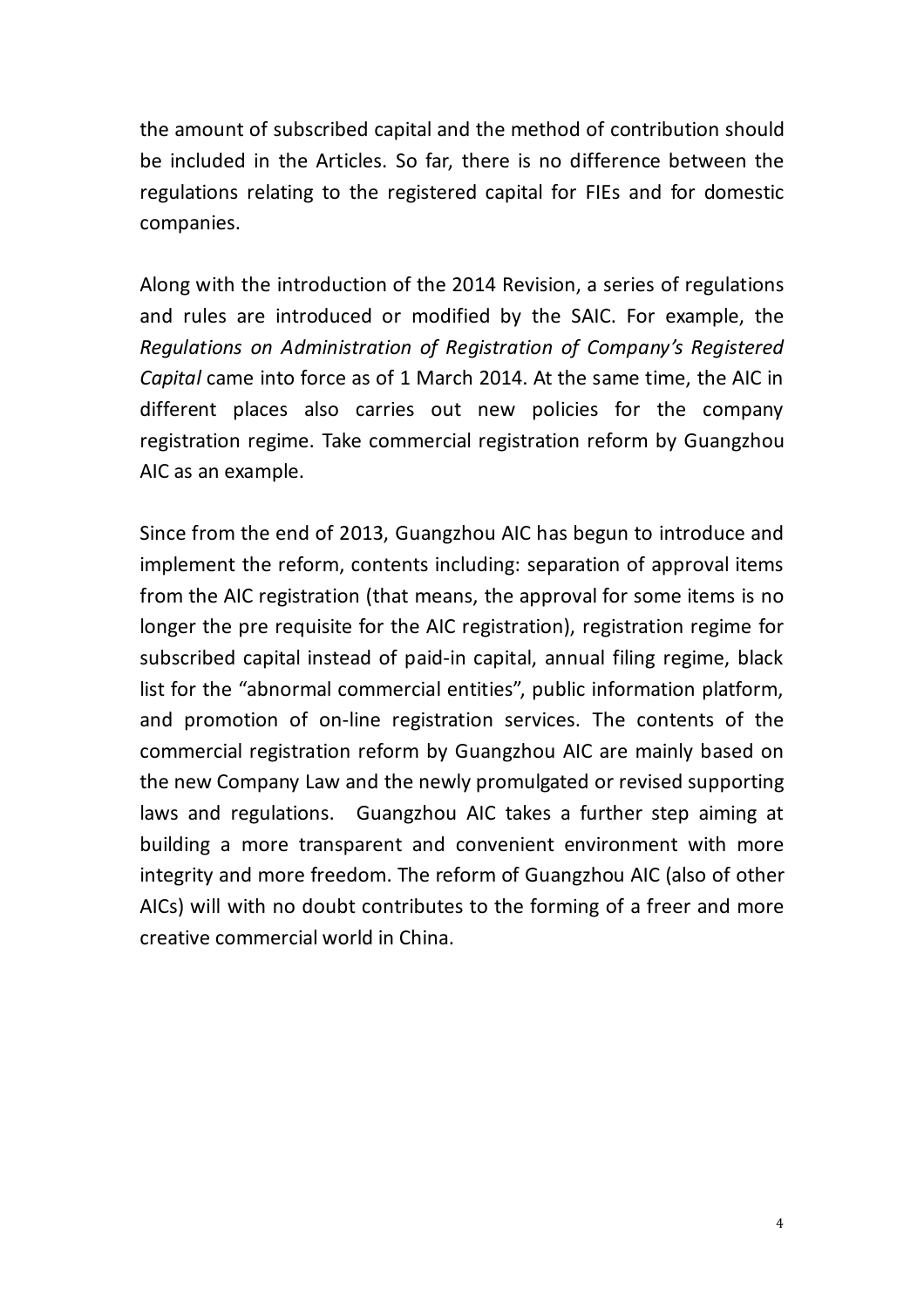the amount of subscribed capital and the method of contribution should be included in the Articles. So far, there is no difference between the regulations relating to the registered capital for FIEs and for domestic companies.

Along with the introduction of the 2014 Revision, a series of regulations and rules are introduced or modified by the SAIC. For example, the *Regulations on Administration of Registration of Company's Registered Capital* came into force as of 1 March 2014. At the same time, the AIC in different places also carries out new policies for the company registration regime. Take commercial registration reform by Guangzhou AIC as an example.

Since from the end of 2013, Guangzhou AIC has begun to introduce and implement the reform, contents including: separation of approval items from the AIC registration (that means, the approval for some items is no longer the pre requisite for the AIC registration), registration regime for subscribed capital instead of paid-in capital, annual filing regime, black list for the "abnormal commercial entities", public information platform, and promotion of on-line registration services. The contents of the commercial registration reform by Guangzhou AIC are mainly based on the new Company Law and the newly promulgated or revised supporting laws and regulations. Guangzhou AIC takes a further step aiming at building a more transparent and convenient environment with more integrity and more freedom. The reform of Guangzhou AIC (also of other AICs) will with no doubt contributes to the forming of a freer and more creative commercial world in China.